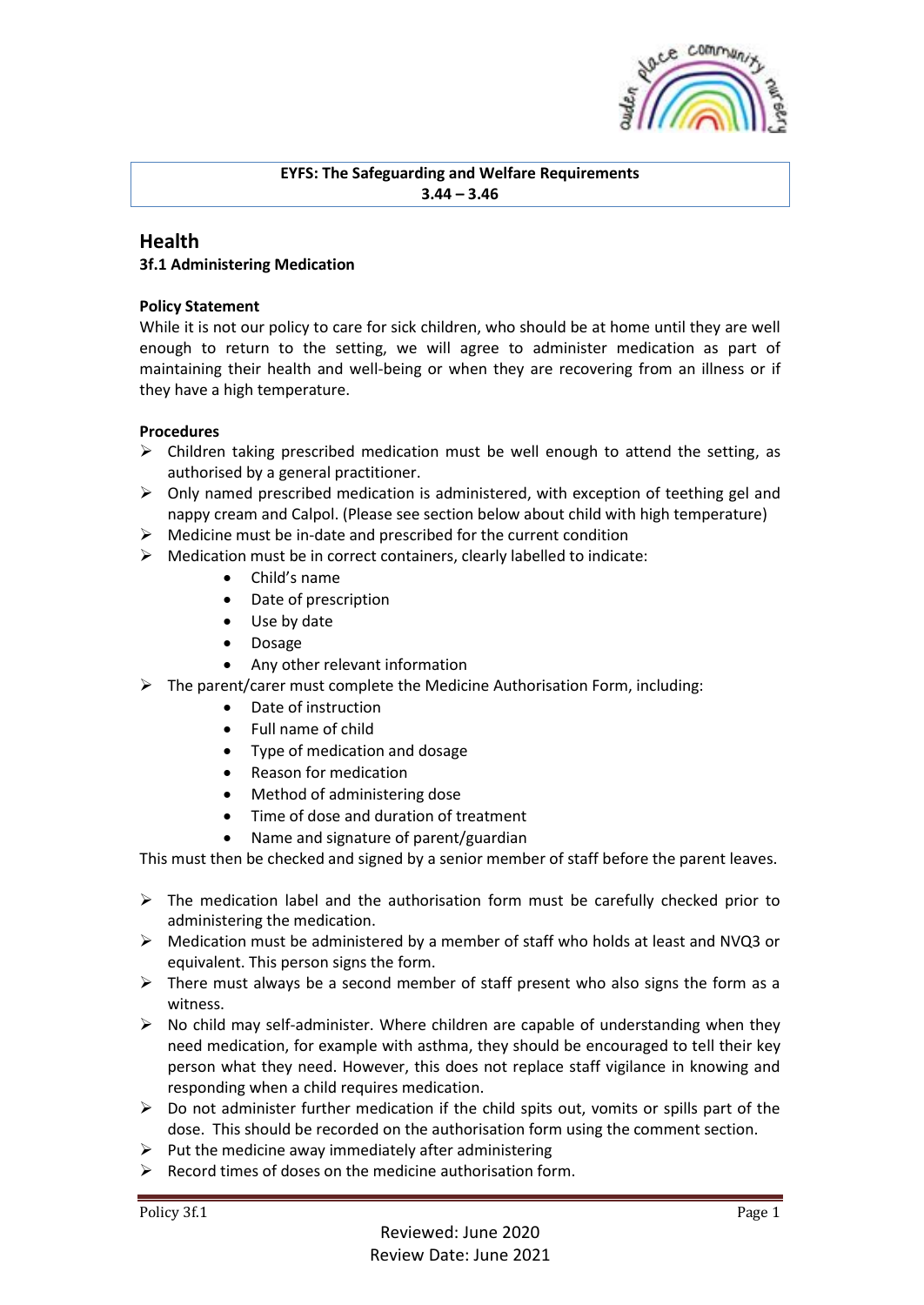**EYFS: The Safeguarding and Welfare Requirements**
**3.44 – 3.46**

## Health

### 3f.1 Administering Medication

**Policy Statement**

While it is not our policy to care for sick children, who should be at home until they are well enough to return to the setting, we will agree to administer medication as part of maintaining their health and well-being or when they are recovering from an illness or if they have a high temperature.

**Procedures**

- Children taking prescribed medication must be well enough to attend the setting, as authorised by a general practitioner.
- Only named prescribed medication is administered, with exception of teething gel and nappy cream and Calpol. (Please see section below about child with high temperature)
- Medicine must be in-date and prescribed for the current condition
- Medication must be in correct containers, clearly labelled to indicate:
    - Child's name
    - Date of prescription
    - Use by date
    - Dosage
    - Any other relevant information
- The parent/carer must complete the Medicine Authorisation Form, including:
    - Date of instruction
    - Full name of child
    - Type of medication and dosage
    - Reason for medication
    - Method of administering dose
    - Time of dose and duration of treatment
    - Name and signature of parent/guardian

This must then be checked and signed by a senior member of staff before the parent leaves.

- The medication label and the authorisation form must be carefully checked prior to administering the medication.
- Medication must be administered by a member of staff who holds at least and NVQ3 or equivalent. This person signs the form.
- There must always be a second member of staff present who also signs the form as a witness.
- No child may self-administer. Where children are capable of understanding when they need medication, for example with asthma, they should be encouraged to tell their key person what they need. However, this does not replace staff vigilance in knowing and responding when a child requires medication.
- Do not administer further medication if the child spits out, vomits or spills part of the dose. This should be recorded on the authorisation form using the comment section.
- Put the medicine away immediately after administering
- Record times of doses on the medicine authorisation form.

Reviewed: June 2020
Review Date: June 2021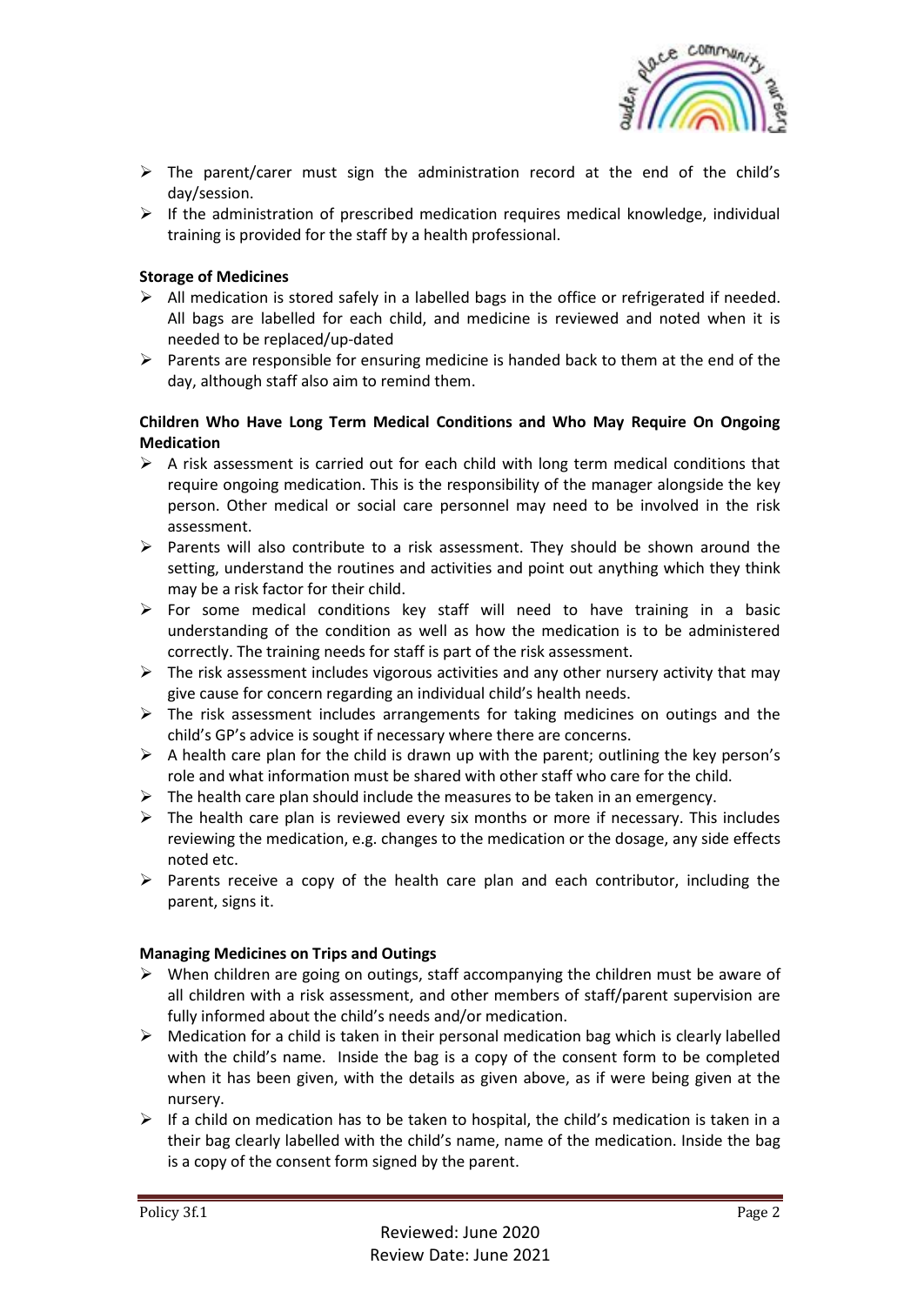- The parent/carer must sign the administration record at the end of the child's day/session.
- If the administration of prescribed medication requires medical knowledge, individual training is provided for the staff by a health professional.

**Storage of Medicines**

- All medication is stored safely in a labelled bags in the office or refrigerated if needed. All bags are labelled for each child, and medicine is reviewed and noted when it is needed to be replaced/up-dated
- Parents are responsible for ensuring medicine is handed back to them at the end of the day, although staff also aim to remind them.

**Children Who Have Long Term Medical Conditions and Who May Require On Ongoing Medication**

- A risk assessment is carried out for each child with long term medical conditions that require ongoing medication. This is the responsibility of the manager alongside the key person. Other medical or social care personnel may need to be involved in the risk assessment.
- Parents will also contribute to a risk assessment. They should be shown around the setting, understand the routines and activities and point out anything which they think may be a risk factor for their child.
- For some medical conditions key staff will need to have training in a basic understanding of the condition as well as how the medication is to be administered correctly. The training needs for staff is part of the risk assessment.
- The risk assessment includes vigorous activities and any other nursery activity that may give cause for concern regarding an individual child's health needs.
- The risk assessment includes arrangements for taking medicines on outings and the child's GP's advice is sought if necessary where there are concerns.
- A health care plan for the child is drawn up with the parent; outlining the key person's role and what information must be shared with other staff who care for the child.
- The health care plan should include the measures to be taken in an emergency.
- The health care plan is reviewed every six months or more if necessary. This includes reviewing the medication, e.g. changes to the medication or the dosage, any side effects noted etc.
- Parents receive a copy of the health care plan and each contributor, including the parent, signs it.

**Managing Medicines on Trips and Outings**

- When children are going on outings, staff accompanying the children must be aware of all children with a risk assessment, and other members of staff/parent supervision are fully informed about the child's needs and/or medication.
- Medication for a child is taken in their personal medication bag which is clearly labelled with the child's name. Inside the bag is a copy of the consent form to be completed when it has been given, with the details as given above, as if were being given at the nursery.
- If a child on medication has to be taken to hospital, the child's medication is taken in a their bag clearly labelled with the child's name, name of the medication. Inside the bag is a copy of the consent form signed by the parent.

Policy 3f.1

Reviewed: June 2020
Review Date: June 2021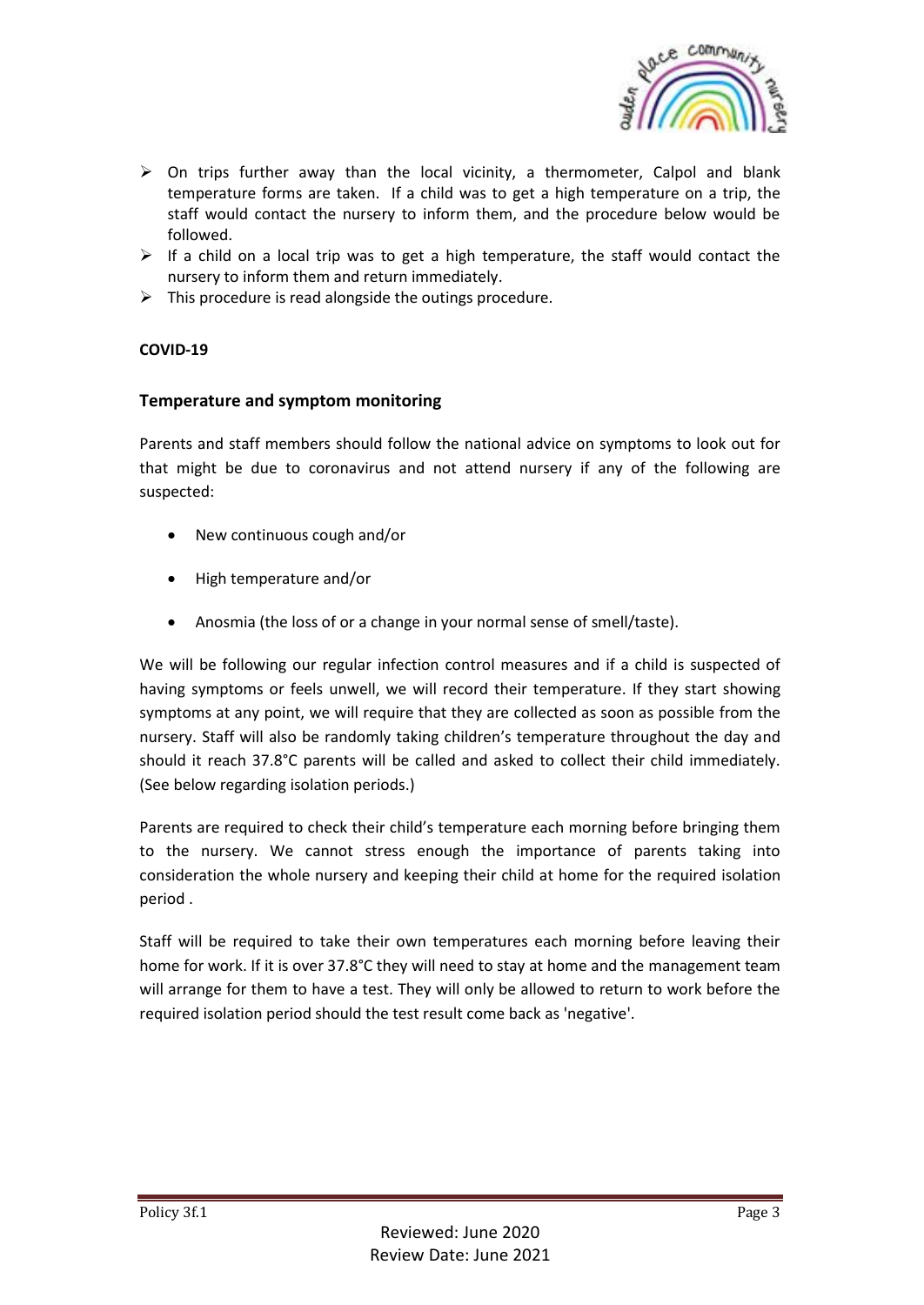- On trips further away than the local vicinity, a thermometer, Calpol and blank temperature forms are taken. If a child was to get a high temperature on a trip, the staff would contact the nursery to inform them, and the procedure below would be followed.
- If a child on a local trip was to get a high temperature, the staff would contact the nursery to inform them and return immediately.
- This procedure is read alongside the outings procedure.

**COVID-19**

### Temperature and symptom monitoring

Parents and staff members should follow the national advice on symptoms to look out for that might be due to coronavirus and not attend nursery if any of the following are suspected:

- New continuous cough and/or
- High temperature and/or
- Anosmia (the loss of or a change in your normal sense of smell/taste).

We will be following our regular infection control measures and if a child is suspected of having symptoms or feels unwell, we will record their temperature. If they start showing symptoms at any point, we will require that they are collected as soon as possible from the nursery. Staff will also be randomly taking children's temperature throughout the day and should it reach 37.8°C parents will be called and asked to collect their child immediately. (See below regarding isolation periods.)

Parents are required to check their child's temperature each morning before bringing them to the nursery. We cannot stress enough the importance of parents taking into consideration the whole nursery and keeping their child at home for the required isolation period .

Staff will be required to take their own temperatures each morning before leaving their home for work. If it is over 37.8°C they will need to stay at home and the management team will arrange for them to have a test. They will only be allowed to return to work before the required isolation period should the test result come back as 'negative'.

Policy 3f.1

Reviewed: June 2020
Review Date: June 2021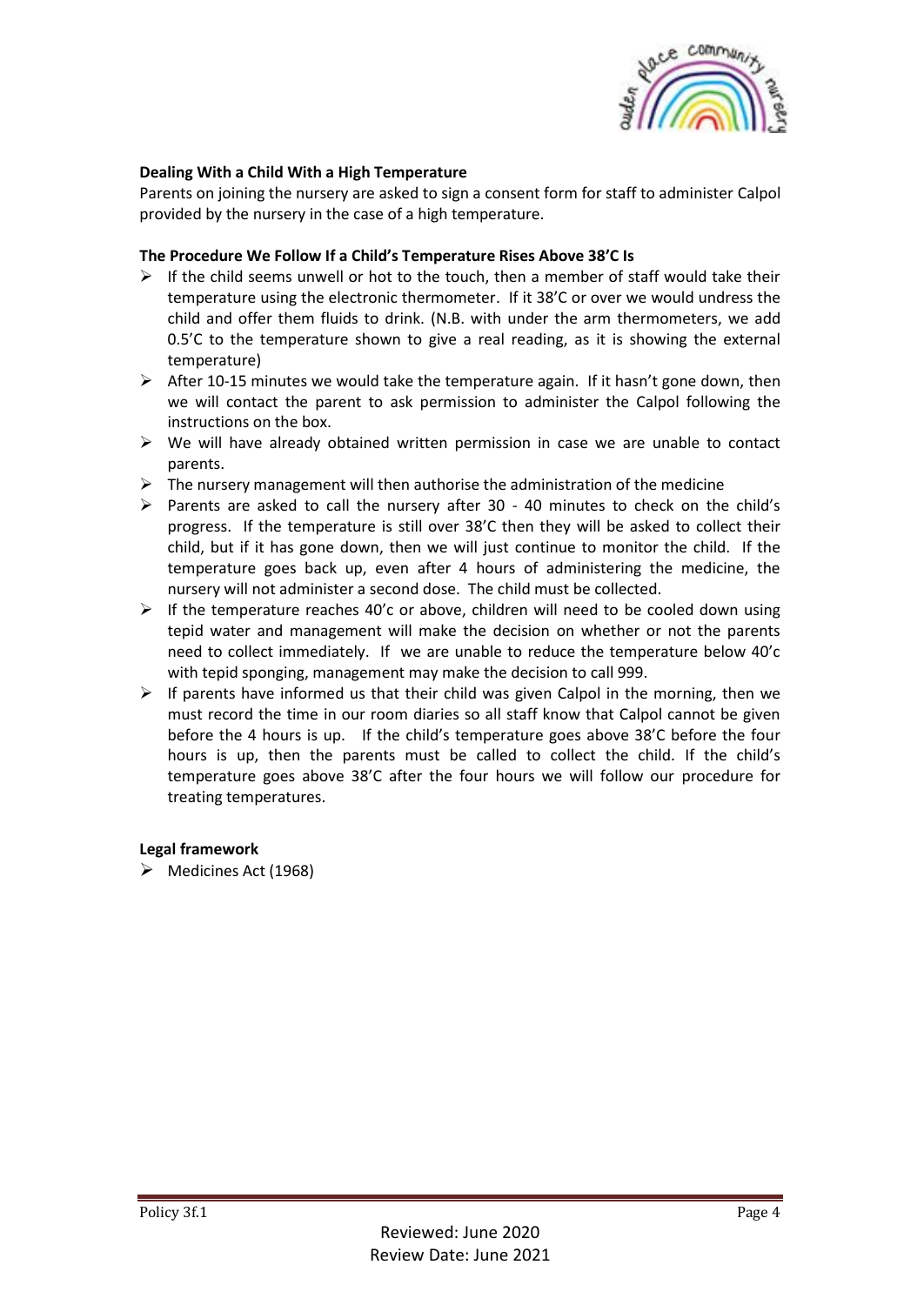**Dealing With a Child With a High Temperature**

Parents on joining the nursery are asked to sign a consent form for staff to administer Calpol provided by the nursery in the case of a high temperature.

**The Procedure We Follow If a Child's Temperature Rises Above 38'C Is**

- If the child seems unwell or hot to the touch, then a member of staff would take their temperature using the electronic thermometer. If it 38'C or over we would undress the child and offer them fluids to drink. (N.B. with under the arm thermometers, we add 0.5'C to the temperature shown to give a real reading, as it is showing the external temperature)
- After 10-15 minutes we would take the temperature again. If it hasn't gone down, then we will contact the parent to ask permission to administer the Calpol following the instructions on the box.
- We will have already obtained written permission in case we are unable to contact parents.
- The nursery management will then authorise the administration of the medicine
- Parents are asked to call the nursery after 30 - 40 minutes to check on the child's progress. If the temperature is still over 38'C then they will be asked to collect their child, but if it has gone down, then we will just continue to monitor the child. If the temperature goes back up, even after 4 hours of administering the medicine, the nursery will not administer a second dose. The child must be collected.
- If the temperature reaches 40'c or above, children will need to be cooled down using tepid water and management will make the decision on whether or not the parents need to collect immediately. If we are unable to reduce the temperature below 40'c with tepid sponging, management may make the decision to call 999.
- If parents have informed us that their child was given Calpol in the morning, then we must record the time in our room diaries so all staff know that Calpol cannot be given before the 4 hours is up. If the child's temperature goes above 38'C before the four hours is up, then the parents must be called to collect the child. If the child's temperature goes above 38'C after the four hours we will follow our procedure for treating temperatures.

**Legal framework**

- Medicines Act (1968)

Policy 3f.1

Reviewed: June 2020
Review Date: June 2021